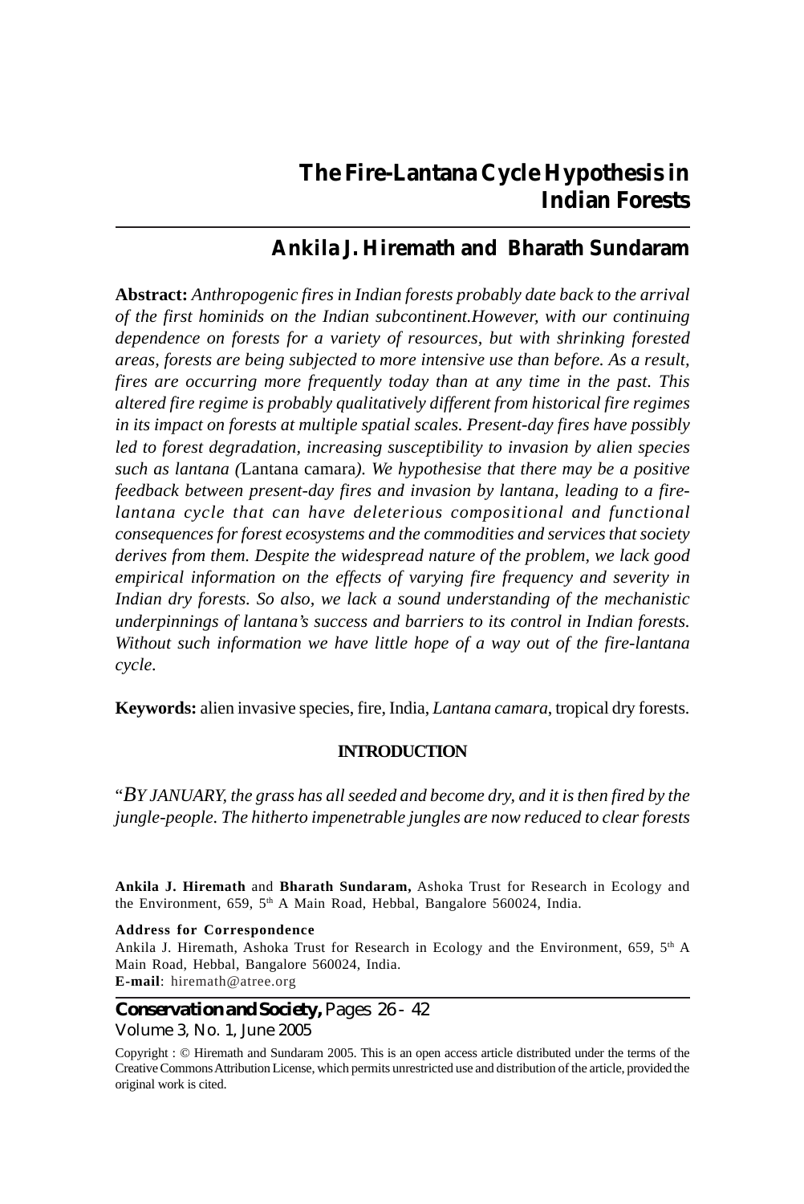# The Fire-Lantana Cycle Hypothesis in Indian Forests

## Ankila J. Hiremath and Bharath Sundaram

**Abstract:** *Anthropogenic fires in Indian forests probably date back to the arrival of the first hominids on the Indian subcontinent.However, with our continuing dependence on forests for a variety of resources, but with shrinking forested areas, forests are being subjected to more intensive use than before. As a result, fires are occurring more frequently today than at any time in the past. This altered fire regime is probably qualitatively different from historical fire regimes in its impact on forests at multiple spatial scales. Present-day fires have possibly led to forest degradation, increasing susceptibility to invasion by alien species such as lantana (*Lantana camara*). We hypothesise that there may be a positive feedback between present-day fires and invasion by lantana, leading to a fire-lantana cycle that can have deleterious compositional and functional consequences for forest ecosystems and the commodities and services that society derives from them. Despite the widespread nature of the problem, we lack good empirical information on the effects of varying fire frequency and severity in Indian dry forests. So also, we lack a sound understanding of the mechanistic underpinnings of lantana's success and barriers to its control in Indian forests. Without such information we have little hope of a way out of the fire-lantana cycle.*

**Keywords:** alien invasive species, fire, India, *Lantana camara*, tropical dry forests.

## INTRODUCTION

"*BY JANUARY, the grass has all seeded and become dry, and it is then fired by the jungle-people. The hitherto impenetrable jungles are now reduced to clear forests*

**Ankila J. Hiremath** and **Bharath Sundaram,** Ashoka Trust for Research in Ecology and the Environment, 659, 5th A Main Road, Hebbal, Bangalore 560024, India.

**Address for Correspondence**
Ankila J. Hiremath, Ashoka Trust for Research in Ecology and the Environment, 659, 5th A Main Road, Hebbal, Bangalore 560024, India.
**E-mail**: hiremath@atree.org

Copyright : © Hiremath and Sundaram 2005. This is an open access article distributed under the terms of the Creative Commons Attribution License, which permits unrestricted use and distribution of the article, provided the original work is cited.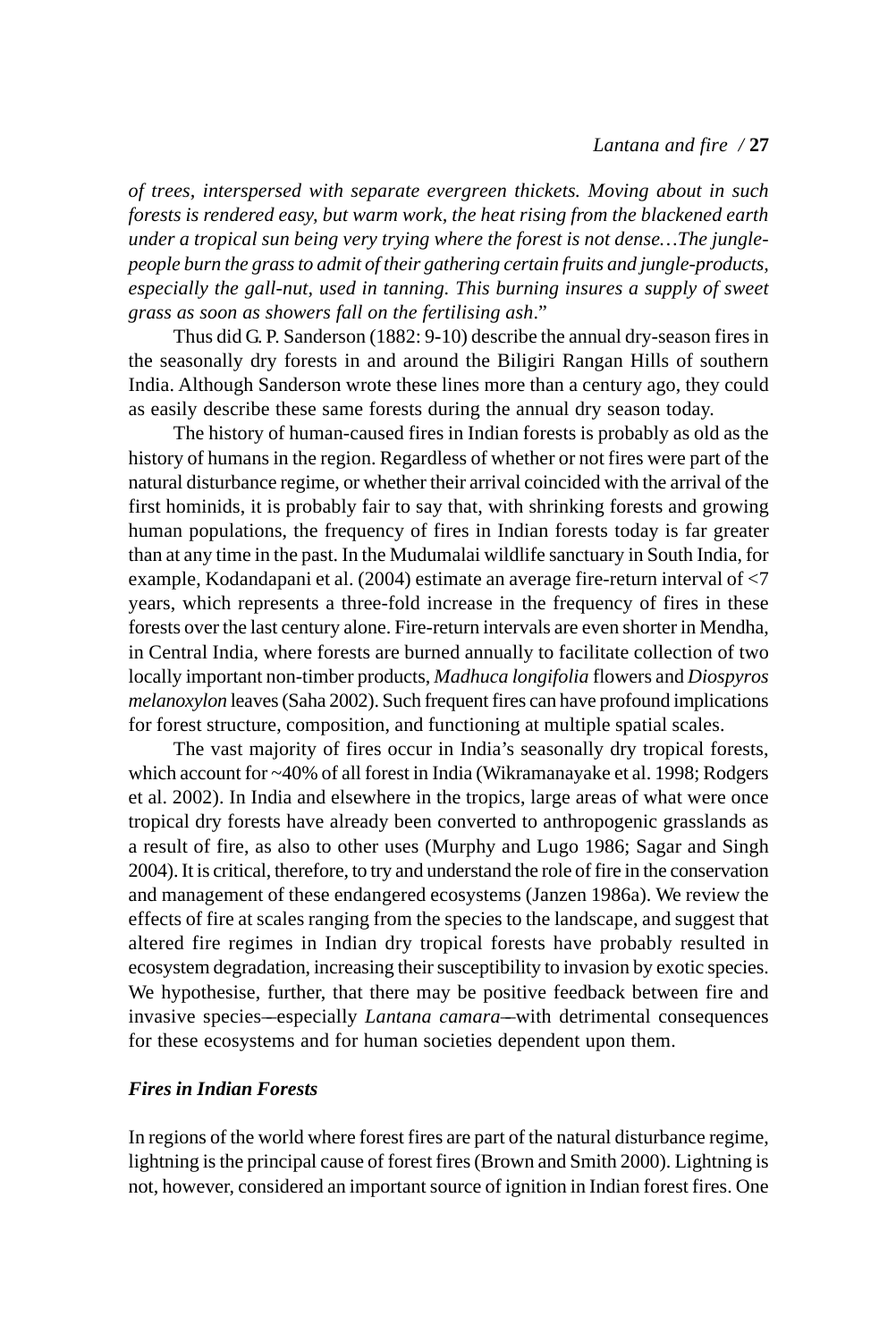*of trees, interspersed with separate evergreen thickets. Moving about in such forests is rendered easy, but warm work, the heat rising from the blackened earth under a tropical sun being very trying where the forest is not dense…The jungle-people burn the grass to admit of their gathering certain fruits and jungle-products, especially the gall-nut, used in tanning. This burning insures a supply of sweet grass as soon as showers fall on the fertilising ash*."

Thus did G. P. Sanderson (1882: 9-10) describe the annual dry-season fires in the seasonally dry forests in and around the Biligiri Rangan Hills of southern India. Although Sanderson wrote these lines more than a century ago, they could as easily describe these same forests during the annual dry season today.

The history of human-caused fires in Indian forests is probably as old as the history of humans in the region. Regardless of whether or not fires were part of the natural disturbance regime, or whether their arrival coincided with the arrival of the first hominids, it is probably fair to say that, with shrinking forests and growing human populations, the frequency of fires in Indian forests today is far greater than at any time in the past. In the Mudumalai wildlife sanctuary in South India, for example, Kodandapani et al. (2004) estimate an average fire-return interval of <7 years, which represents a three-fold increase in the frequency of fires in these forests over the last century alone. Fire-return intervals are even shorter in Mendha, in Central India, where forests are burned annually to facilitate collection of two locally important non-timber products, *Madhuca longifolia* flowers and *Diospyros melanoxylon* leaves (Saha 2002). Such frequent fires can have profound implications for forest structure, composition, and functioning at multiple spatial scales.

The vast majority of fires occur in India's seasonally dry tropical forests, which account for ~40% of all forest in India (Wikramanayake et al. 1998; Rodgers et al. 2002). In India and elsewhere in the tropics, large areas of what were once tropical dry forests have already been converted to anthropogenic grasslands as a result of fire, as also to other uses (Murphy and Lugo 1986; Sagar and Singh 2004). It is critical, therefore, to try and understand the role of fire in the conservation and management of these endangered ecosystems (Janzen 1986a). We review the effects of fire at scales ranging from the species to the landscape, and suggest that altered fire regimes in Indian dry tropical forests have probably resulted in ecosystem degradation, increasing their susceptibility to invasion by exotic species. We hypothesise, further, that there may be positive feedback between fire and invasive species—especially *Lantana camara*—with detrimental consequences for these ecosystems and for human societies dependent upon them.

### *Fires in Indian Forests*

In regions of the world where forest fires are part of the natural disturbance regime, lightning is the principal cause of forest fires (Brown and Smith 2000). Lightning is not, however, considered an important source of ignition in Indian forest fires. One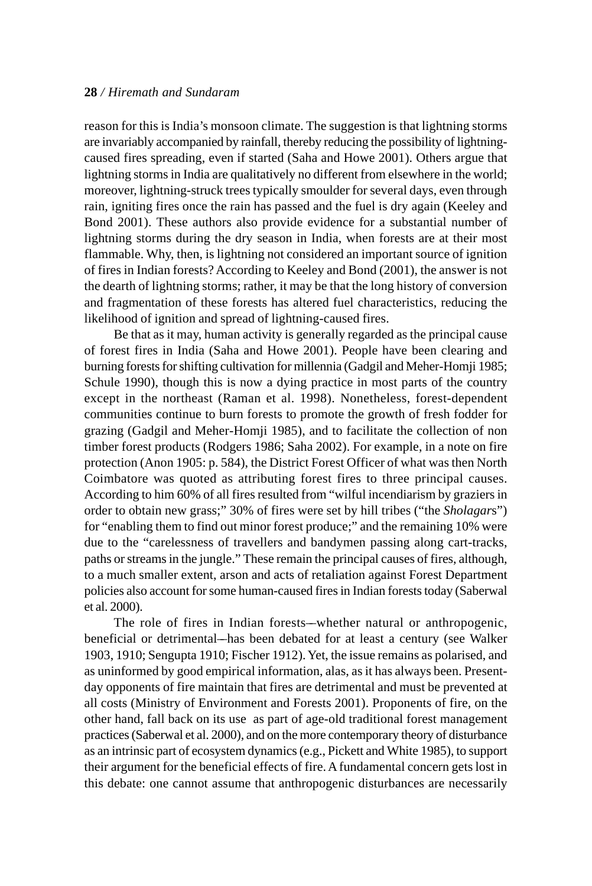reason for this is India's monsoon climate. The suggestion is that lightning storms are invariably accompanied by rainfall, thereby reducing the possibility of lightning-caused fires spreading, even if started (Saha and Howe 2001). Others argue that lightning storms in India are qualitatively no different from elsewhere in the world; moreover, lightning-struck trees typically smoulder for several days, even through rain, igniting fires once the rain has passed and the fuel is dry again (Keeley and Bond 2001). These authors also provide evidence for a substantial number of lightning storms during the dry season in India, when forests are at their most flammable. Why, then, is lightning not considered an important source of ignition of fires in Indian forests? According to Keeley and Bond (2001), the answer is not the dearth of lightning storms; rather, it may be that the long history of conversion and fragmentation of these forests has altered fuel characteristics, reducing the likelihood of ignition and spread of lightning-caused fires.

Be that as it may, human activity is generally regarded as the principal cause of forest fires in India (Saha and Howe 2001). People have been clearing and burning forests for shifting cultivation for millennia (Gadgil and Meher-Homji 1985; Schule 1990), though this is now a dying practice in most parts of the country except in the northeast (Raman et al. 1998). Nonetheless, forest-dependent communities continue to burn forests to promote the growth of fresh fodder for grazing (Gadgil and Meher-Homji 1985), and to facilitate the collection of non timber forest products (Rodgers 1986; Saha 2002). For example, in a note on fire protection (Anon 1905: p. 584), the District Forest Officer of what was then North Coimbatore was quoted as attributing forest fires to three principal causes. According to him 60% of all fires resulted from "wilful incendiarism by graziers in order to obtain new grass;" 30% of fires were set by hill tribes ("the *Sholagars*") for "enabling them to find out minor forest produce;" and the remaining 10% were due to the "carelessness of travellers and bandymen passing along cart-tracks, paths or streams in the jungle." These remain the principal causes of fires, although, to a much smaller extent, arson and acts of retaliation against Forest Department policies also account for some human-caused fires in Indian forests today (Saberwal et al. 2000).

The role of fires in Indian forests—whether natural or anthropogenic, beneficial or detrimental—has been debated for at least a century (see Walker 1903, 1910; Sengupta 1910; Fischer 1912). Yet, the issue remains as polarised, and as uninformed by good empirical information, alas, as it has always been. Present-day opponents of fire maintain that fires are detrimental and must be prevented at all costs (Ministry of Environment and Forests 2001). Proponents of fire, on the other hand, fall back on its use as part of age-old traditional forest management practices (Saberwal et al. 2000), and on the more contemporary theory of disturbance as an intrinsic part of ecosystem dynamics (e.g., Pickett and White 1985), to support their argument for the beneficial effects of fire. A fundamental concern gets lost in this debate: one cannot assume that anthropogenic disturbances are necessarily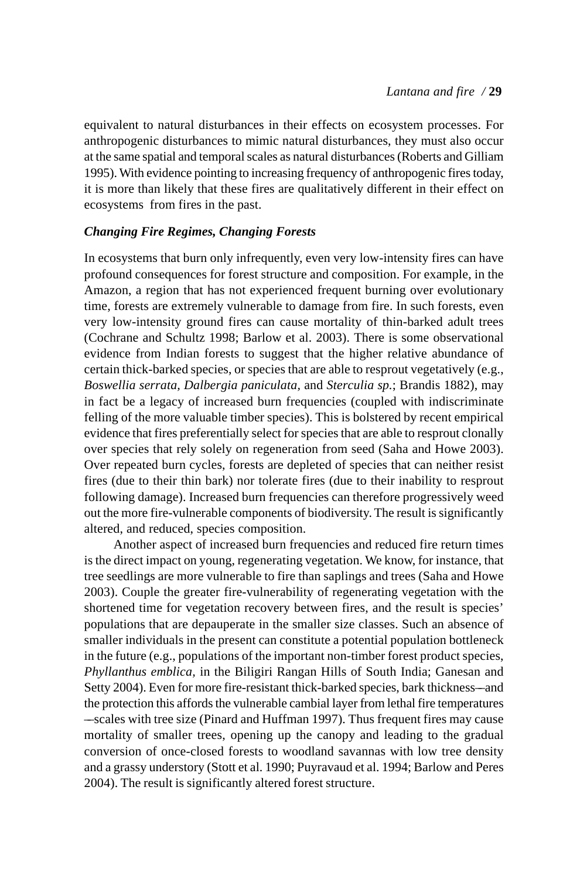equivalent to natural disturbances in their effects on ecosystem processes. For anthropogenic disturbances to mimic natural disturbances, they must also occur at the same spatial and temporal scales as natural disturbances (Roberts and Gilliam 1995). With evidence pointing to increasing frequency of anthropogenic fires today, it is more than likely that these fires are qualitatively different in their effect on ecosystems from fires in the past.

### *Changing Fire Regimes, Changing Forests*

In ecosystems that burn only infrequently, even very low-intensity fires can have profound consequences for forest structure and composition. For example, in the Amazon, a region that has not experienced frequent burning over evolutionary time, forests are extremely vulnerable to damage from fire. In such forests, even very low-intensity ground fires can cause mortality of thin-barked adult trees (Cochrane and Schultz 1998; Barlow et al. 2003). There is some observational evidence from Indian forests to suggest that the higher relative abundance of certain thick-barked species, or species that are able to resprout vegetatively (e.g., *Boswellia serrata, Dalbergia paniculata,* and *Sterculia sp.*; Brandis 1882), may in fact be a legacy of increased burn frequencies (coupled with indiscriminate felling of the more valuable timber species). This is bolstered by recent empirical evidence that fires preferentially select for species that are able to resprout clonally over species that rely solely on regeneration from seed (Saha and Howe 2003). Over repeated burn cycles, forests are depleted of species that can neither resist fires (due to their thin bark) nor tolerate fires (due to their inability to resprout following damage). Increased burn frequencies can therefore progressively weed out the more fire-vulnerable components of biodiversity. The result is significantly altered, and reduced, species composition.

Another aspect of increased burn frequencies and reduced fire return times is the direct impact on young, regenerating vegetation. We know, for instance, that tree seedlings are more vulnerable to fire than saplings and trees (Saha and Howe 2003). Couple the greater fire-vulnerability of regenerating vegetation with the shortened time for vegetation recovery between fires, and the result is species' populations that are depauperate in the smaller size classes. Such an absence of smaller individuals in the present can constitute a potential population bottleneck in the future (e.g., populations of the important non-timber forest product species, *Phyllanthus emblica,* in the Biligiri Rangan Hills of South India; Ganesan and Setty 2004). Even for more fire-resistant thick-barked species, bark thickness—and the protection this affords the vulnerable cambial layer from lethal fire temperatures—scales with tree size (Pinard and Huffman 1997). Thus frequent fires may cause mortality of smaller trees, opening up the canopy and leading to the gradual conversion of once-closed forests to woodland savannas with low tree density and a grassy understory (Stott et al. 1990; Puyravaud et al. 1994; Barlow and Peres 2004). The result is significantly altered forest structure.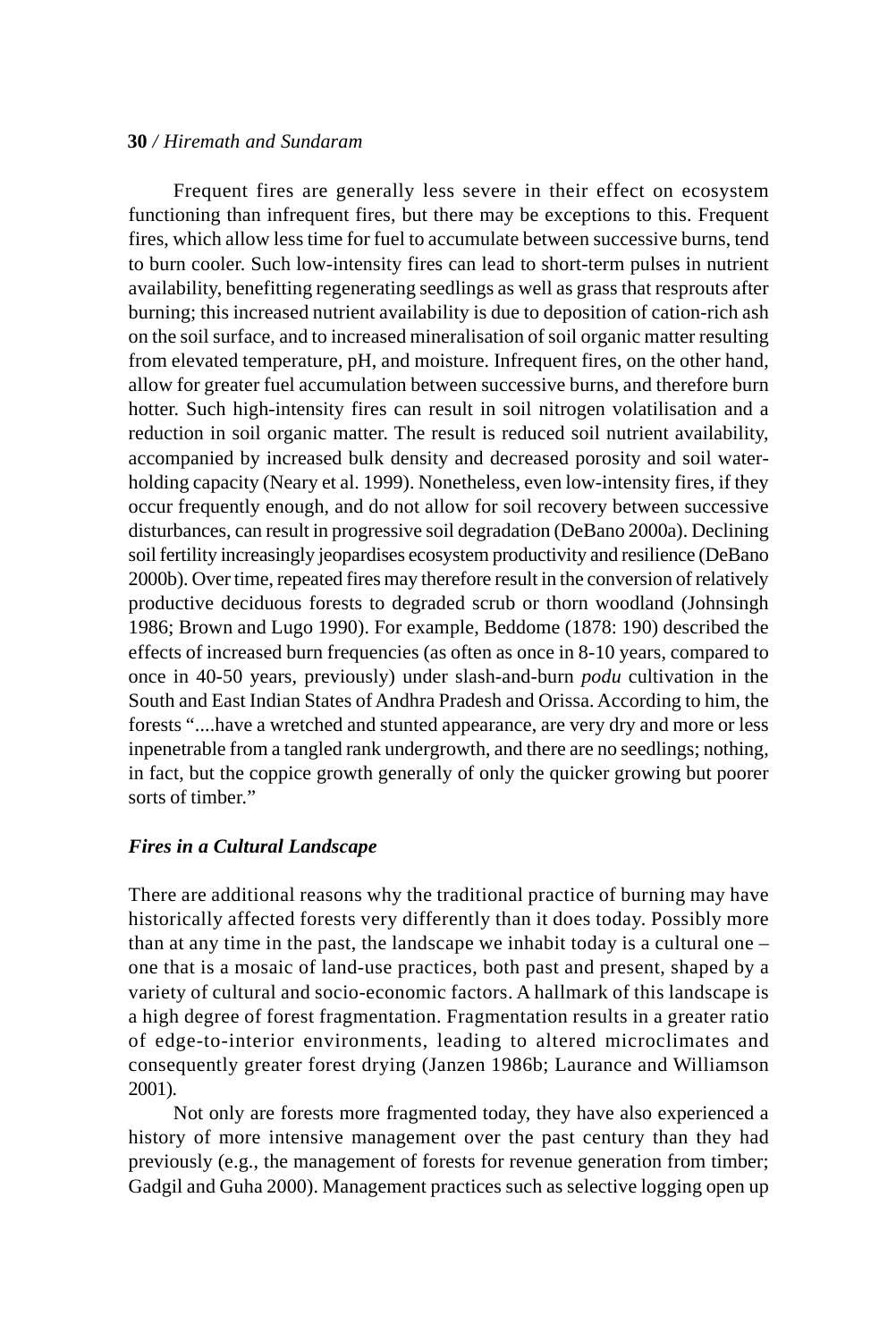Frequent fires are generally less severe in their effect on ecosystem functioning than infrequent fires, but there may be exceptions to this. Frequent fires, which allow less time for fuel to accumulate between successive burns, tend to burn cooler. Such low-intensity fires can lead to short-term pulses in nutrient availability, benefitting regenerating seedlings as well as grass that resprouts after burning; this increased nutrient availability is due to deposition of cation-rich ash on the soil surface, and to increased mineralisation of soil organic matter resulting from elevated temperature, pH, and moisture. Infrequent fires, on the other hand, allow for greater fuel accumulation between successive burns, and therefore burn hotter. Such high-intensity fires can result in soil nitrogen volatilisation and a reduction in soil organic matter. The result is reduced soil nutrient availability, accompanied by increased bulk density and decreased porosity and soil water-holding capacity (Neary et al. 1999). Nonetheless, even low-intensity fires, if they occur frequently enough, and do not allow for soil recovery between successive disturbances, can result in progressive soil degradation (DeBano 2000a). Declining soil fertility increasingly jeopardises ecosystem productivity and resilience (DeBano 2000b). Over time, repeated fires may therefore result in the conversion of relatively productive deciduous forests to degraded scrub or thorn woodland (Johnsingh 1986; Brown and Lugo 1990). For example, Beddome (1878: 190) described the effects of increased burn frequencies (as often as once in 8-10 years, compared to once in 40-50 years, previously) under slash-and-burn *podu* cultivation in the South and East Indian States of Andhra Pradesh and Orissa. According to him, the forests "....have a wretched and stunted appearance, are very dry and more or less inpenetrable from a tangled rank undergrowth, and there are no seedlings; nothing, in fact, but the coppice growth generally of only the quicker growing but poorer sorts of timber."

### *Fires in a Cultural Landscape*

There are additional reasons why the traditional practice of burning may have historically affected forests very differently than it does today. Possibly more than at any time in the past, the landscape we inhabit today is a cultural one – one that is a mosaic of land-use practices, both past and present, shaped by a variety of cultural and socio-economic factors. A hallmark of this landscape is a high degree of forest fragmentation. Fragmentation results in a greater ratio of edge-to-interior environments, leading to altered microclimates and consequently greater forest drying (Janzen 1986b; Laurance and Williamson 2001).

Not only are forests more fragmented today, they have also experienced a history of more intensive management over the past century than they had previously (e.g., the management of forests for revenue generation from timber; Gadgil and Guha 2000). Management practices such as selective logging open up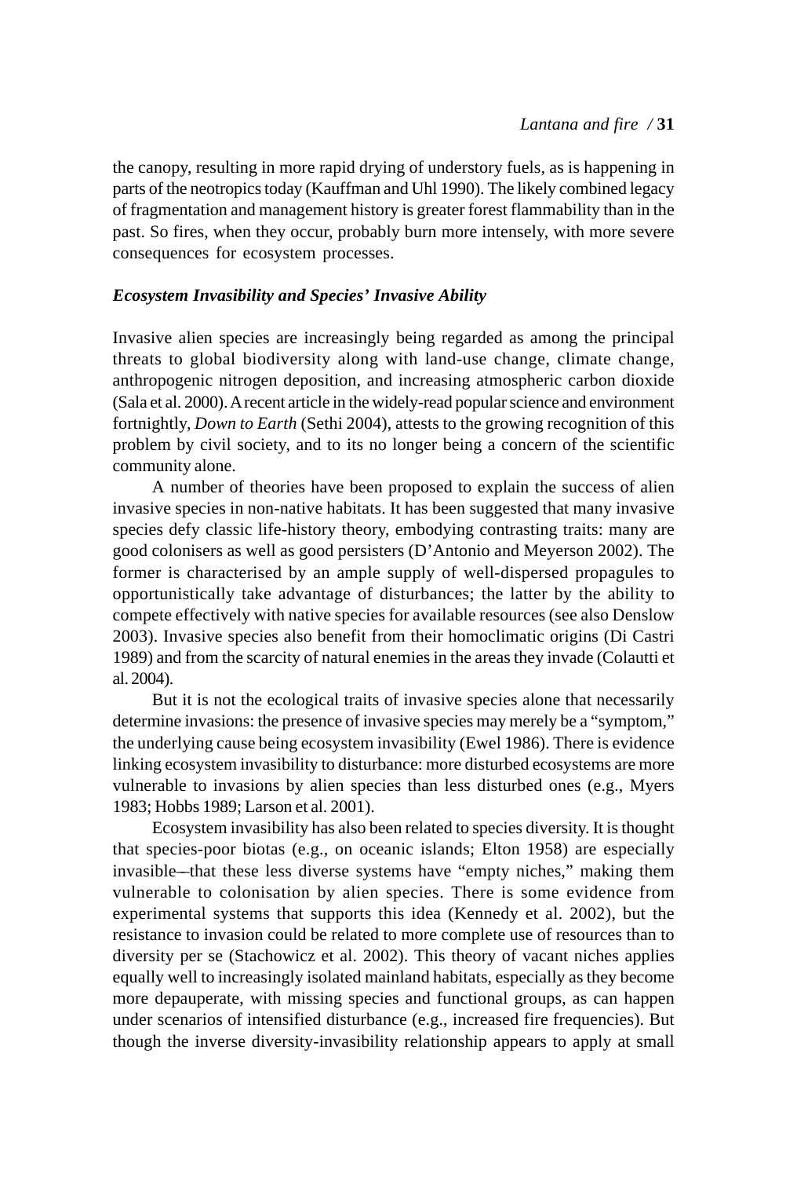the canopy, resulting in more rapid drying of understory fuels, as is happening in parts of the neotropics today (Kauffman and Uhl 1990). The likely combined legacy of fragmentation and management history is greater forest flammability than in the past. So fires, when they occur, probably burn more intensely, with more severe consequences for ecosystem processes.

### *Ecosystem Invasibility and Species' Invasive Ability*

Invasive alien species are increasingly being regarded as among the principal threats to global biodiversity along with land-use change, climate change, anthropogenic nitrogen deposition, and increasing atmospheric carbon dioxide (Sala et al. 2000). A recent article in the widely-read popular science and environment fortnightly, *Down to Earth* (Sethi 2004), attests to the growing recognition of this problem by civil society, and to its no longer being a concern of the scientific community alone.

A number of theories have been proposed to explain the success of alien invasive species in non-native habitats. It has been suggested that many invasive species defy classic life-history theory, embodying contrasting traits: many are good colonisers as well as good persisters (D'Antonio and Meyerson 2002). The former is characterised by an ample supply of well-dispersed propagules to opportunistically take advantage of disturbances; the latter by the ability to compete effectively with native species for available resources (see also Denslow 2003). Invasive species also benefit from their homoclimatic origins (Di Castri 1989) and from the scarcity of natural enemies in the areas they invade (Colautti et al. 2004).

But it is not the ecological traits of invasive species alone that necessarily determine invasions: the presence of invasive species may merely be a "symptom," the underlying cause being ecosystem invasibility (Ewel 1986). There is evidence linking ecosystem invasibility to disturbance: more disturbed ecosystems are more vulnerable to invasions by alien species than less disturbed ones (e.g., Myers 1983; Hobbs 1989; Larson et al. 2001).

Ecosystem invasibility has also been related to species diversity. It is thought that species-poor biotas (e.g., on oceanic islands; Elton 1958) are especially invasible—that these less diverse systems have "empty niches," making them vulnerable to colonisation by alien species. There is some evidence from experimental systems that supports this idea (Kennedy et al. 2002), but the resistance to invasion could be related to more complete use of resources than to diversity per se (Stachowicz et al. 2002). This theory of vacant niches applies equally well to increasingly isolated mainland habitats, especially as they become more depauperate, with missing species and functional groups, as can happen under scenarios of intensified disturbance (e.g., increased fire frequencies). But though the inverse diversity-invasibility relationship appears to apply at small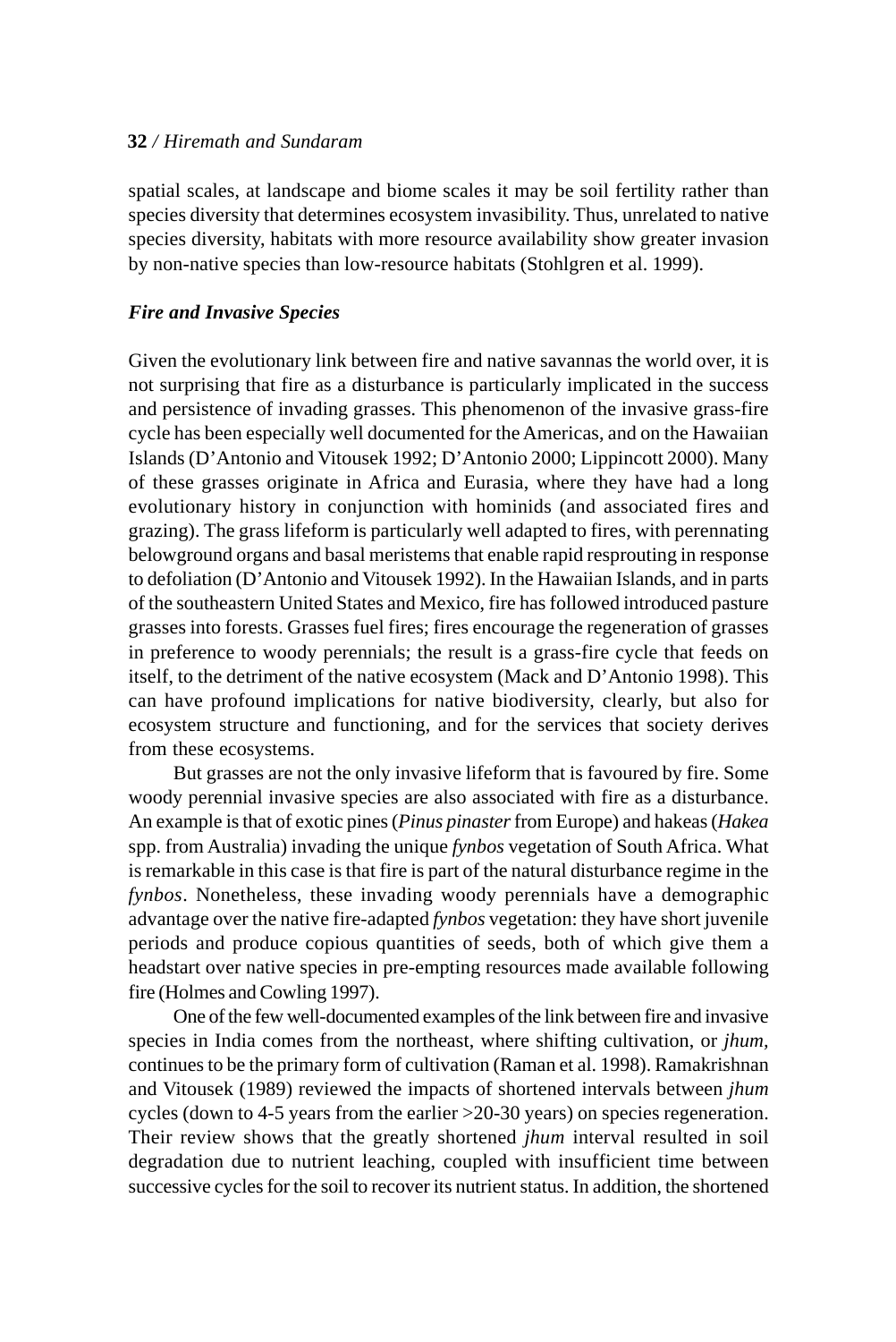spatial scales, at landscape and biome scales it may be soil fertility rather than species diversity that determines ecosystem invasibility. Thus, unrelated to native species diversity, habitats with more resource availability show greater invasion by non-native species than low-resource habitats (Stohlgren et al. 1999).

### *Fire and Invasive Species*

Given the evolutionary link between fire and native savannas the world over, it is not surprising that fire as a disturbance is particularly implicated in the success and persistence of invading grasses. This phenomenon of the invasive grass-fire cycle has been especially well documented for the Americas, and on the Hawaiian Islands (D'Antonio and Vitousek 1992; D'Antonio 2000; Lippincott 2000). Many of these grasses originate in Africa and Eurasia, where they have had a long evolutionary history in conjunction with hominids (and associated fires and grazing). The grass lifeform is particularly well adapted to fires, with perennating belowground organs and basal meristems that enable rapid resprouting in response to defoliation (D'Antonio and Vitousek 1992). In the Hawaiian Islands, and in parts of the southeastern United States and Mexico, fire has followed introduced pasture grasses into forests. Grasses fuel fires; fires encourage the regeneration of grasses in preference to woody perennials; the result is a grass-fire cycle that feeds on itself, to the detriment of the native ecosystem (Mack and D'Antonio 1998). This can have profound implications for native biodiversity, clearly, but also for ecosystem structure and functioning, and for the services that society derives from these ecosystems.

But grasses are not the only invasive lifeform that is favoured by fire. Some woody perennial invasive species are also associated with fire as a disturbance. An example is that of exotic pines (*Pinus pinaster* from Europe) and hakeas (*Hakea* spp. from Australia) invading the unique *fynbos* vegetation of South Africa. What is remarkable in this case is that fire is part of the natural disturbance regime in the *fynbos*. Nonetheless, these invading woody perennials have a demographic advantage over the native fire-adapted *fynbos* vegetation: they have short juvenile periods and produce copious quantities of seeds, both of which give them a headstart over native species in pre-empting resources made available following fire (Holmes and Cowling 1997).

One of the few well-documented examples of the link between fire and invasive species in India comes from the northeast, where shifting cultivation, or *jhum*, continues to be the primary form of cultivation (Raman et al. 1998). Ramakrishnan and Vitousek (1989) reviewed the impacts of shortened intervals between *jhum* cycles (down to 4-5 years from the earlier >20-30 years) on species regeneration. Their review shows that the greatly shortened *jhum* interval resulted in soil degradation due to nutrient leaching, coupled with insufficient time between successive cycles for the soil to recover its nutrient status. In addition, the shortened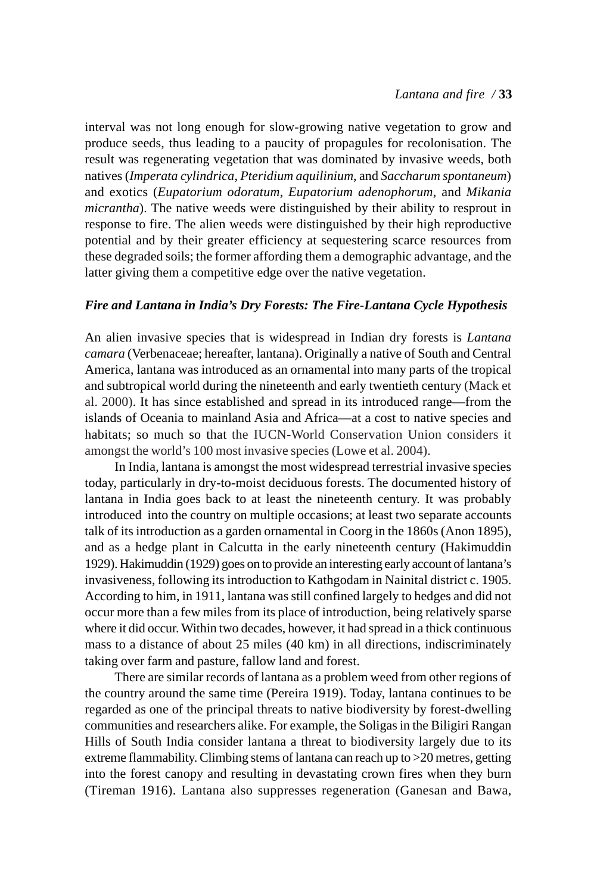interval was not long enough for slow-growing native vegetation to grow and produce seeds, thus leading to a paucity of propagules for recolonisation. The result was regenerating vegetation that was dominated by invasive weeds, both natives (*Imperata cylindrica*, *Pteridium aquilinium*, and *Saccharum spontaneum*) and exotics (*Eupatorium odoratum*, *Eupatorium adenophorum*, and *Mikania micrantha*). The native weeds were distinguished by their ability to resprout in response to fire. The alien weeds were distinguished by their high reproductive potential and by their greater efficiency at sequestering scarce resources from these degraded soils; the former affording them a demographic advantage, and the latter giving them a competitive edge over the native vegetation.

### *Fire and Lantana in India's Dry Forests: The Fire-Lantana Cycle Hypothesis*

An alien invasive species that is widespread in Indian dry forests is *Lantana camara* (Verbenaceae; hereafter, lantana). Originally a native of South and Central America, lantana was introduced as an ornamental into many parts of the tropical and subtropical world during the nineteenth and early twentieth century (Mack et al. 2000). It has since established and spread in its introduced range—from the islands of Oceania to mainland Asia and Africa—at a cost to native species and habitats; so much so that the IUCN-World Conservation Union considers it amongst the world's 100 most invasive species (Lowe et al. 2004).

In India, lantana is amongst the most widespread terrestrial invasive species today, particularly in dry-to-moist deciduous forests. The documented history of lantana in India goes back to at least the nineteenth century. It was probably introduced into the country on multiple occasions; at least two separate accounts talk of its introduction as a garden ornamental in Coorg in the 1860s (Anon 1895), and as a hedge plant in Calcutta in the early nineteenth century (Hakimuddin 1929). Hakimuddin (1929) goes on to provide an interesting early account of lantana's invasiveness, following its introduction to Kathgodam in Nainital district c. 1905. According to him, in 1911, lantana was still confined largely to hedges and did not occur more than a few miles from its place of introduction, being relatively sparse where it did occur. Within two decades, however, it had spread in a thick continuous mass to a distance of about 25 miles (40 km) in all directions, indiscriminately taking over farm and pasture, fallow land and forest.

There are similar records of lantana as a problem weed from other regions of the country around the same time (Pereira 1919). Today, lantana continues to be regarded as one of the principal threats to native biodiversity by forest-dwelling communities and researchers alike. For example, the Soligas in the Biligiri Rangan Hills of South India consider lantana a threat to biodiversity largely due to its extreme flammability. Climbing stems of lantana can reach up to >20 metres, getting into the forest canopy and resulting in devastating crown fires when they burn (Tireman 1916). Lantana also suppresses regeneration (Ganesan and Bawa,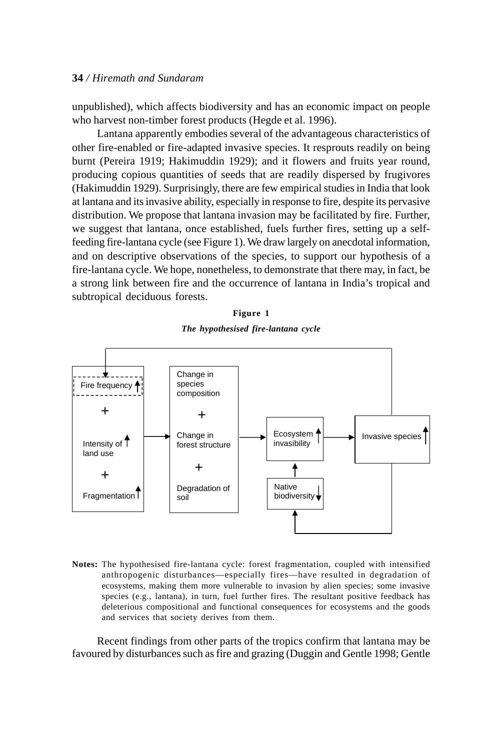unpublished), which affects biodiversity and has an economic impact on people who harvest non-timber forest products (Hegde et al. 1996).

Lantana apparently embodies several of the advantageous characteristics of other fire-enabled or fire-adapted invasive species. It resprouts readily on being burnt (Pereira 1919; Hakimuddin 1929); and it flowers and fruits year round, producing copious quantities of seeds that are readily dispersed by frugivores (Hakimuddin 1929). Surprisingly, there are few empirical studies in India that look at lantana and its invasive ability, especially in response to fire, despite its pervasive distribution. We propose that lantana invasion may be facilitated by fire. Further, we suggest that lantana, once established, fuels further fires, setting up a self-feeding fire-lantana cycle (see Figure 1). We draw largely on anecdotal information, and on descriptive observations of the species, to support our hypothesis of a fire-lantana cycle. We hope, nonetheless, to demonstrate that there may, in fact, be a strong link between fire and the occurrence of lantana in India's tropical and subtropical deciduous forests.

**Figure 1**

***The hypothesised fire-lantana cycle***

Fire frequency ↑ + Intensity of land use ↑ + Fragmentation ↑ → Change in species composition + Change in forest structure + Degradation of soil → Ecosystem invasibility ↑ (← Native biodiversity ↓) → Invasive species ↑ (→ Fire frequency; → Native biodiversity)

**Notes:** The hypothesised fire-lantana cycle: forest fragmentation, coupled with intensified anthropogenic disturbances—especially fires—have resulted in degradation of ecosystems, making them more vulnerable to invasion by alien species; some invasive species (e.g., lantana), in turn, fuel further fires. The resultant positive feedback has deleterious compositional and functional consequences for ecosystems and the goods and services that society derives from them.

Recent findings from other parts of the tropics confirm that lantana may be favoured by disturbances such as fire and grazing (Duggin and Gentle 1998; Gentle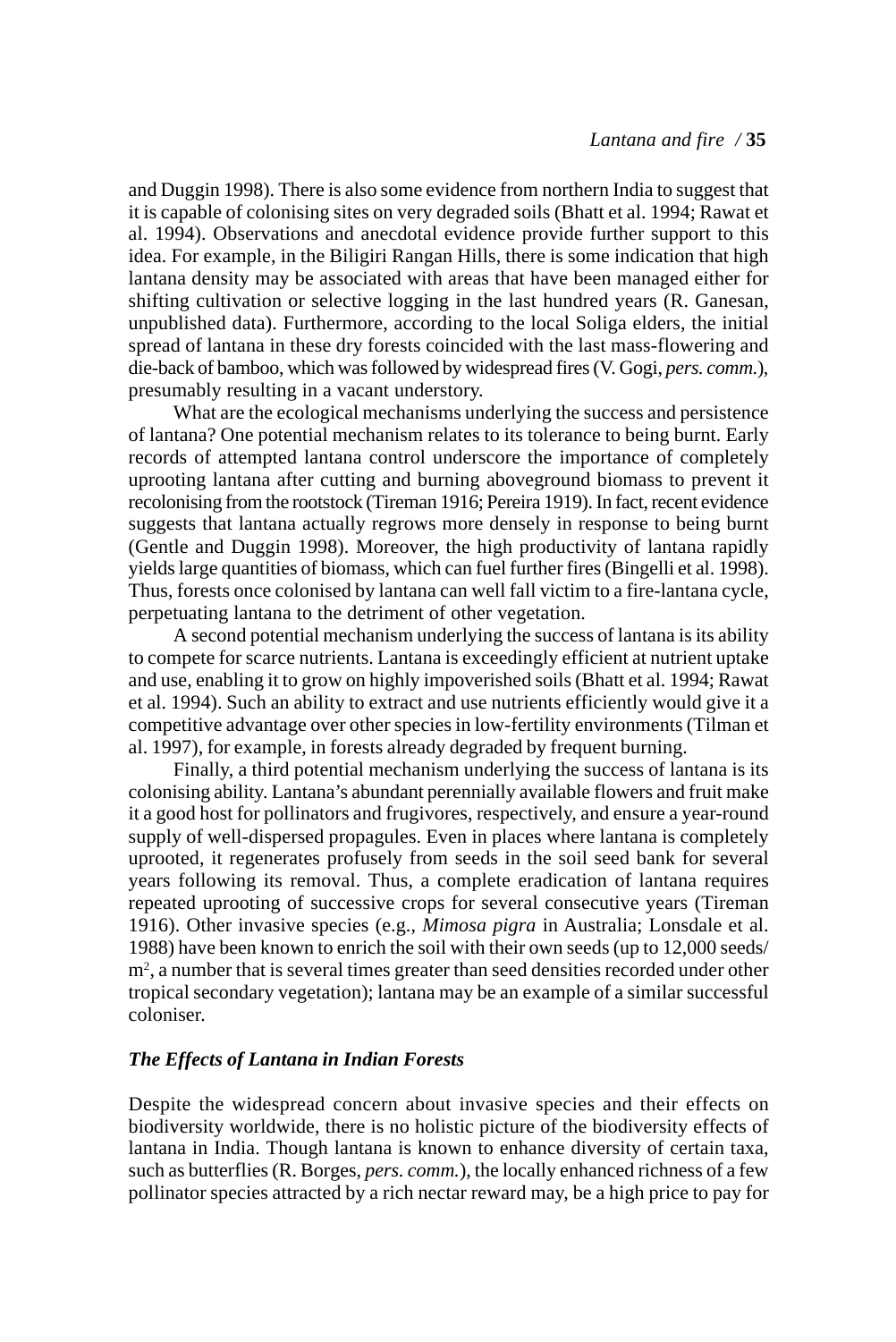and Duggin 1998). There is also some evidence from northern India to suggest that it is capable of colonising sites on very degraded soils (Bhatt et al. 1994; Rawat et al. 1994). Observations and anecdotal evidence provide further support to this idea. For example, in the Biligiri Rangan Hills, there is some indication that high lantana density may be associated with areas that have been managed either for shifting cultivation or selective logging in the last hundred years (R. Ganesan, unpublished data). Furthermore, according to the local Soliga elders, the initial spread of lantana in these dry forests coincided with the last mass-flowering and die-back of bamboo, which was followed by widespread fires (V. Gogi, *pers. comm.*), presumably resulting in a vacant understory.

What are the ecological mechanisms underlying the success and persistence of lantana? One potential mechanism relates to its tolerance to being burnt. Early records of attempted lantana control underscore the importance of completely uprooting lantana after cutting and burning aboveground biomass to prevent it recolonising from the rootstock (Tireman 1916; Pereira 1919). In fact, recent evidence suggests that lantana actually regrows more densely in response to being burnt (Gentle and Duggin 1998). Moreover, the high productivity of lantana rapidly yields large quantities of biomass, which can fuel further fires (Bingelli et al. 1998). Thus, forests once colonised by lantana can well fall victim to a fire-lantana cycle, perpetuating lantana to the detriment of other vegetation.

A second potential mechanism underlying the success of lantana is its ability to compete for scarce nutrients. Lantana is exceedingly efficient at nutrient uptake and use, enabling it to grow on highly impoverished soils (Bhatt et al. 1994; Rawat et al. 1994). Such an ability to extract and use nutrients efficiently would give it a competitive advantage over other species in low-fertility environments (Tilman et al. 1997), for example, in forests already degraded by frequent burning.

Finally, a third potential mechanism underlying the success of lantana is its colonising ability. Lantana's abundant perennially available flowers and fruit make it a good host for pollinators and frugivores, respectively, and ensure a year-round supply of well-dispersed propagules. Even in places where lantana is completely uprooted, it regenerates profusely from seeds in the soil seed bank for several years following its removal. Thus, a complete eradication of lantana requires repeated uprooting of successive crops for several consecutive years (Tireman 1916). Other invasive species (e.g., *Mimosa pigra* in Australia; Lonsdale et al. 1988) have been known to enrich the soil with their own seeds (up to 12,000 seeds/m$^2$, a number that is several times greater than seed densities recorded under other tropical secondary vegetation); lantana may be an example of a similar successful coloniser.

### *The Effects of Lantana in Indian Forests*

Despite the widespread concern about invasive species and their effects on biodiversity worldwide, there is no holistic picture of the biodiversity effects of lantana in India. Though lantana is known to enhance diversity of certain taxa, such as butterflies (R. Borges, *pers. comm.*), the locally enhanced richness of a few pollinator species attracted by a rich nectar reward may, be a high price to pay for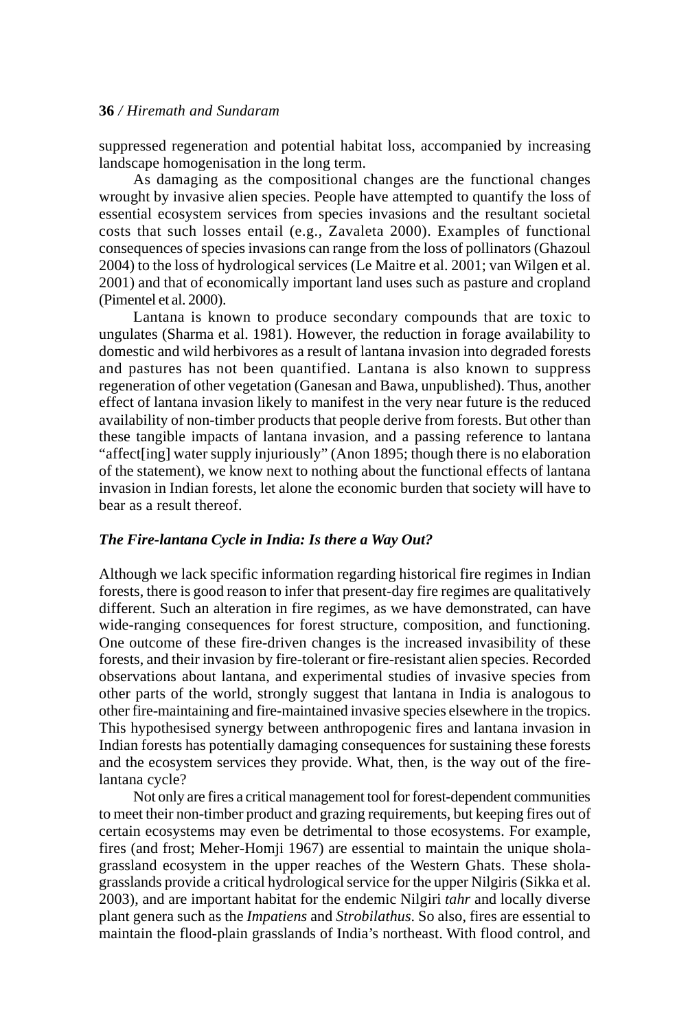suppressed regeneration and potential habitat loss, accompanied by increasing landscape homogenisation in the long term.

As damaging as the compositional changes are the functional changes wrought by invasive alien species. People have attempted to quantify the loss of essential ecosystem services from species invasions and the resultant societal costs that such losses entail (e.g., Zavaleta 2000). Examples of functional consequences of species invasions can range from the loss of pollinators (Ghazoul 2004) to the loss of hydrological services (Le Maitre et al. 2001; van Wilgen et al. 2001) and that of economically important land uses such as pasture and cropland (Pimentel et al. 2000).

Lantana is known to produce secondary compounds that are toxic to ungulates (Sharma et al. 1981). However, the reduction in forage availability to domestic and wild herbivores as a result of lantana invasion into degraded forests and pastures has not been quantified. Lantana is also known to suppress regeneration of other vegetation (Ganesan and Bawa, unpublished). Thus, another effect of lantana invasion likely to manifest in the very near future is the reduced availability of non-timber products that people derive from forests. But other than these tangible impacts of lantana invasion, and a passing reference to lantana "affect[ing] water supply injuriously" (Anon 1895; though there is no elaboration of the statement), we know next to nothing about the functional effects of lantana invasion in Indian forests, let alone the economic burden that society will have to bear as a result thereof.

### *The Fire-lantana Cycle in India: Is there a Way Out?*

Although we lack specific information regarding historical fire regimes in Indian forests, there is good reason to infer that present-day fire regimes are qualitatively different. Such an alteration in fire regimes, as we have demonstrated, can have wide-ranging consequences for forest structure, composition, and functioning. One outcome of these fire-driven changes is the increased invasibility of these forests, and their invasion by fire-tolerant or fire-resistant alien species. Recorded observations about lantana, and experimental studies of invasive species from other parts of the world, strongly suggest that lantana in India is analogous to other fire-maintaining and fire-maintained invasive species elsewhere in the tropics. This hypothesised synergy between anthropogenic fires and lantana invasion in Indian forests has potentially damaging consequences for sustaining these forests and the ecosystem services they provide. What, then, is the way out of the fire-lantana cycle?

Not only are fires a critical management tool for forest-dependent communities to meet their non-timber product and grazing requirements, but keeping fires out of certain ecosystems may even be detrimental to those ecosystems. For example, fires (and frost; Meher-Homji 1967) are essential to maintain the unique shola-grassland ecosystem in the upper reaches of the Western Ghats. These shola-grasslands provide a critical hydrological service for the upper Nilgiris (Sikka et al. 2003), and are important habitat for the endemic Nilgiri *tahr* and locally diverse plant genera such as the *Impatiens* and *Strobilathus*. So also, fires are essential to maintain the flood-plain grasslands of India's northeast. With flood control, and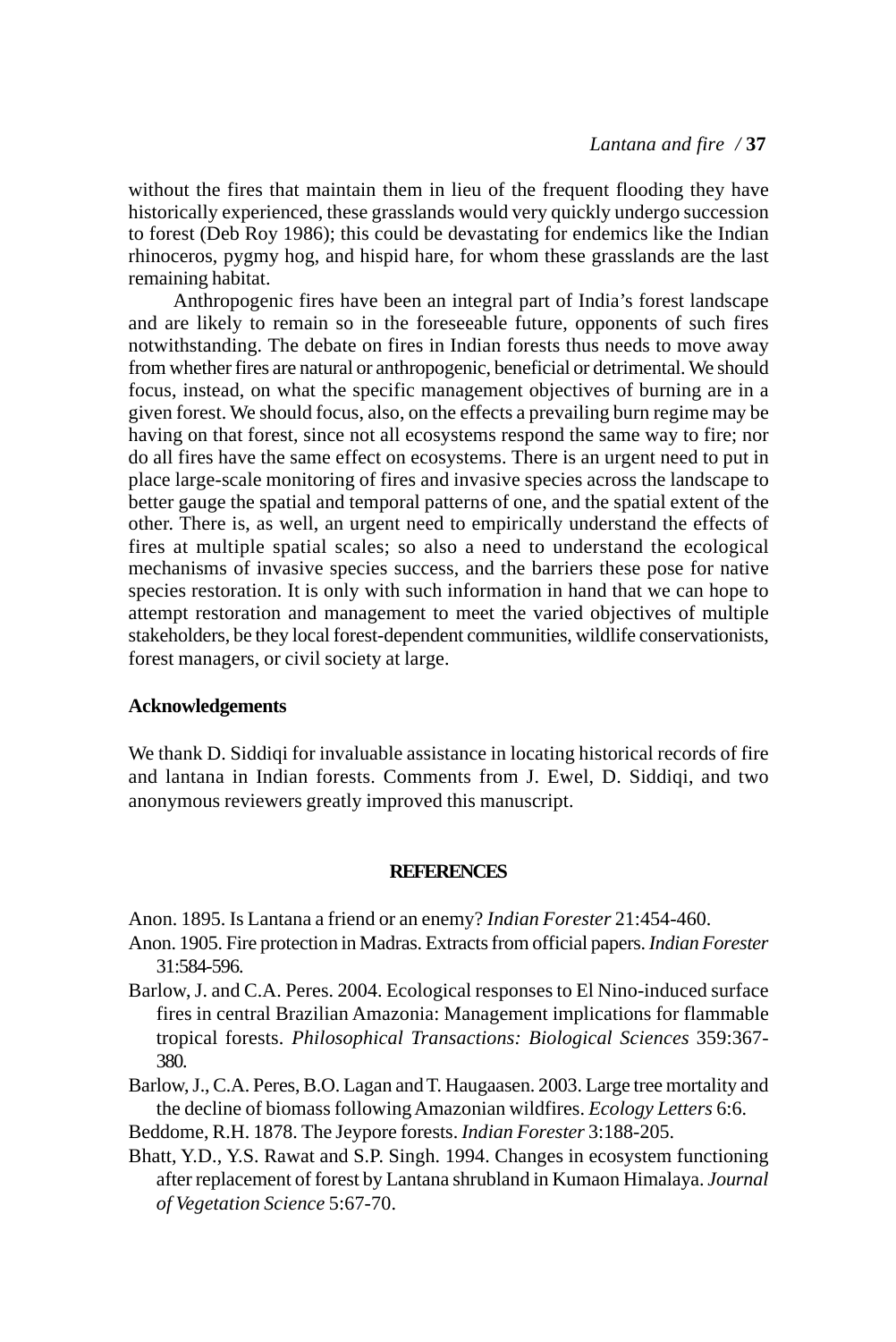without the fires that maintain them in lieu of the frequent flooding they have historically experienced, these grasslands would very quickly undergo succession to forest (Deb Roy 1986); this could be devastating for endemics like the Indian rhinoceros, pygmy hog, and hispid hare, for whom these grasslands are the last remaining habitat.

Anthropogenic fires have been an integral part of India's forest landscape and are likely to remain so in the foreseeable future, opponents of such fires notwithstanding. The debate on fires in Indian forests thus needs to move away from whether fires are natural or anthropogenic, beneficial or detrimental. We should focus, instead, on what the specific management objectives of burning are in a given forest. We should focus, also, on the effects a prevailing burn regime may be having on that forest, since not all ecosystems respond the same way to fire; nor do all fires have the same effect on ecosystems. There is an urgent need to put in place large-scale monitoring of fires and invasive species across the landscape to better gauge the spatial and temporal patterns of one, and the spatial extent of the other. There is, as well, an urgent need to empirically understand the effects of fires at multiple spatial scales; so also a need to understand the ecological mechanisms of invasive species success, and the barriers these pose for native species restoration. It is only with such information in hand that we can hope to attempt restoration and management to meet the varied objectives of multiple stakeholders, be they local forest-dependent communities, wildlife conservationists, forest managers, or civil society at large.

### Acknowledgements

We thank D. Siddiqi for invaluable assistance in locating historical records of fire and lantana in Indian forests. Comments from J. Ewel, D. Siddiqi, and two anonymous reviewers greatly improved this manuscript.

## REFERENCES

Anon. 1895. Is Lantana a friend or an enemy? *Indian Forester* 21:454-460.

Anon. 1905. Fire protection in Madras. Extracts from official papers. *Indian Forester* 31:584-596.

Barlow, J. and C.A. Peres. 2004. Ecological responses to El Nino-induced surface fires in central Brazilian Amazonia: Management implications for flammable tropical forests. *Philosophical Transactions: Biological Sciences* 359:367-380.

Barlow, J., C.A. Peres, B.O. Lagan and T. Haugaasen. 2003. Large tree mortality and the decline of biomass following Amazonian wildfires. *Ecology Letters* 6:6.

Beddome, R.H. 1878. The Jeypore forests. *Indian Forester* 3:188-205.

Bhatt, Y.D., Y.S. Rawat and S.P. Singh. 1994. Changes in ecosystem functioning after replacement of forest by Lantana shrubland in Kumaon Himalaya. *Journal of Vegetation Science* 5:67-70.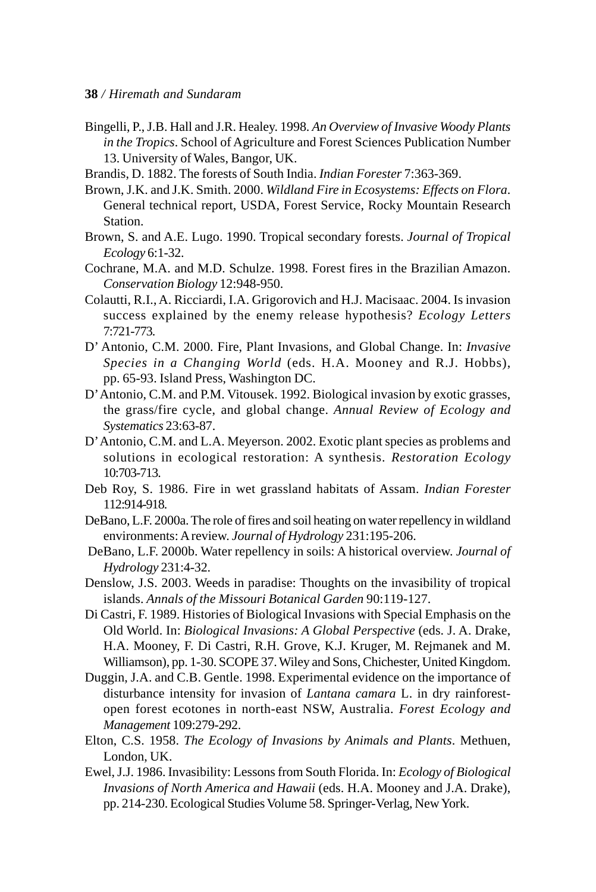Bingelli, P., J.B. Hall and J.R. Healey. 1998. *An Overview of Invasive Woody Plants in the Tropics*. School of Agriculture and Forest Sciences Publication Number 13. University of Wales, Bangor, UK.

Brandis, D. 1882. The forests of South India. *Indian Forester* 7:363-369.

Brown, J.K. and J.K. Smith. 2000. *Wildland Fire in Ecosystems: Effects on Flora*. General technical report, USDA, Forest Service, Rocky Mountain Research Station.

Brown, S. and A.E. Lugo. 1990. Tropical secondary forests. *Journal of Tropical Ecology* 6:1-32.

Cochrane, M.A. and M.D. Schulze. 1998. Forest fires in the Brazilian Amazon. *Conservation Biology* 12:948-950.

Colautti, R.I., A. Ricciardi, I.A. Grigorovich and H.J. Macisaac. 2004. Is invasion success explained by the enemy release hypothesis? *Ecology Letters* 7:721-773.

D' Antonio, C.M. 2000. Fire, Plant Invasions, and Global Change. In: *Invasive Species in a Changing World* (eds. H.A. Mooney and R.J. Hobbs), pp. 65-93. Island Press, Washington DC.

D' Antonio, C.M. and P.M. Vitousek. 1992. Biological invasion by exotic grasses, the grass/fire cycle, and global change. *Annual Review of Ecology and Systematics* 23:63-87.

D' Antonio, C.M. and L.A. Meyerson. 2002. Exotic plant species as problems and solutions in ecological restoration: A synthesis. *Restoration Ecology* 10:703-713.

Deb Roy, S. 1986. Fire in wet grassland habitats of Assam. *Indian Forester* 112:914-918.

DeBano, L.F. 2000a. The role of fires and soil heating on water repellency in wildland environments: A review. *Journal of Hydrology* 231:195-206.

DeBano, L.F. 2000b. Water repellency in soils: A historical overview. *Journal of Hydrology* 231:4-32.

Denslow, J.S. 2003. Weeds in paradise: Thoughts on the invasibility of tropical islands. *Annals of the Missouri Botanical Garden* 90:119-127.

Di Castri, F. 1989. Histories of Biological Invasions with Special Emphasis on the Old World. In: *Biological Invasions: A Global Perspective* (eds. J. A. Drake, H.A. Mooney, F. Di Castri, R.H. Grove, K.J. Kruger, M. Rejmanek and M. Williamson), pp. 1-30. SCOPE 37. Wiley and Sons, Chichester, United Kingdom.

Duggin, J.A. and C.B. Gentle. 1998. Experimental evidence on the importance of disturbance intensity for invasion of *Lantana camara* L. in dry rainforest-open forest ecotones in north-east NSW, Australia. *Forest Ecology and Management* 109:279-292.

Elton, C.S. 1958. *The Ecology of Invasions by Animals and Plants*. Methuen, London, UK.

Ewel, J.J. 1986. Invasibility: Lessons from South Florida. In: *Ecology of Biological Invasions of North America and Hawaii* (eds. H.A. Mooney and J.A. Drake), pp. 214-230. Ecological Studies Volume 58. Springer-Verlag, New York.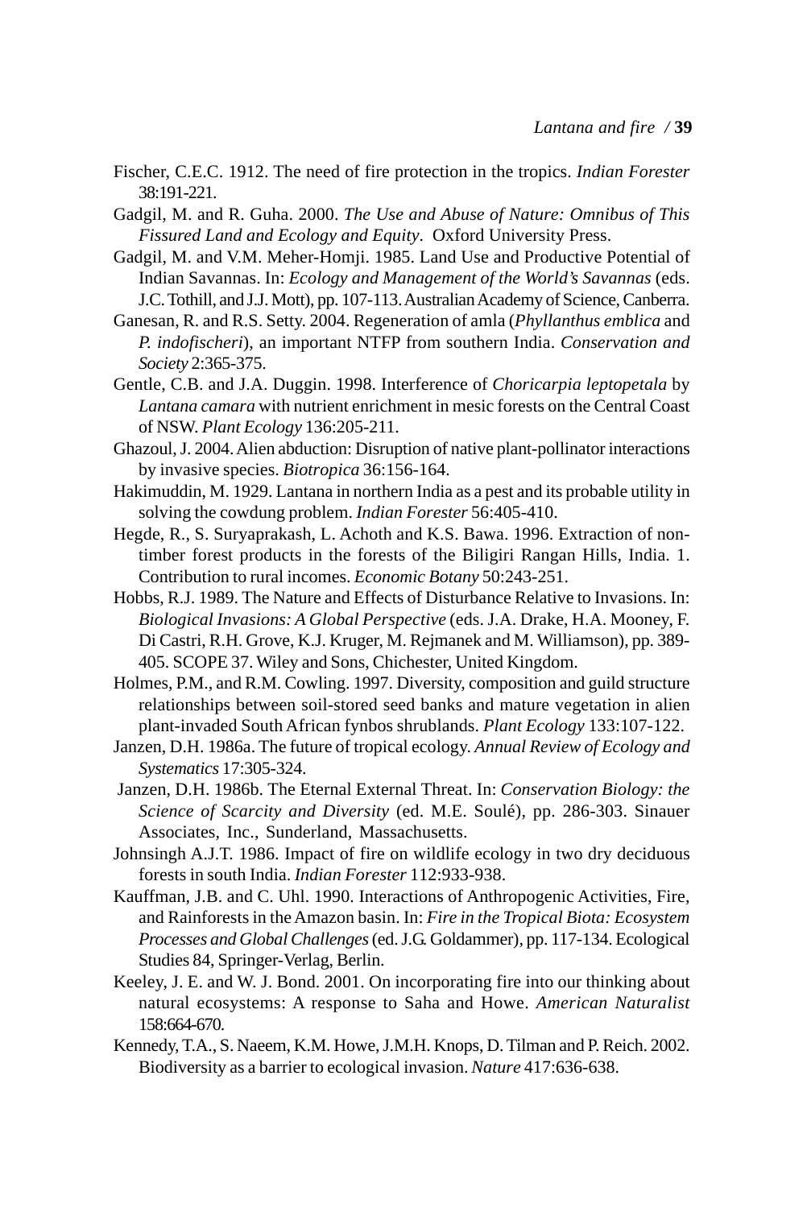Fischer, C.E.C. 1912. The need of fire protection in the tropics. *Indian Forester* 38:191-221.

Gadgil, M. and R. Guha. 2000. *The Use and Abuse of Nature: Omnibus of This Fissured Land and Ecology and Equity*. Oxford University Press.

Gadgil, M. and V.M. Meher-Homji. 1985. Land Use and Productive Potential of Indian Savannas. In: *Ecology and Management of the World's Savannas* (eds. J.C. Tothill, and J.J. Mott), pp. 107-113. Australian Academy of Science, Canberra.

Ganesan, R. and R.S. Setty. 2004. Regeneration of amla (*Phyllanthus emblica* and *P. indofischeri*), an important NTFP from southern India. *Conservation and Society* 2:365-375.

Gentle, C.B. and J.A. Duggin. 1998. Interference of *Choricarpia leptopetala* by *Lantana camara* with nutrient enrichment in mesic forests on the Central Coast of NSW. *Plant Ecology* 136:205-211.

Ghazoul, J. 2004. Alien abduction: Disruption of native plant-pollinator interactions by invasive species. *Biotropica* 36:156-164.

Hakimuddin, M. 1929. Lantana in northern India as a pest and its probable utility in solving the cowdung problem. *Indian Forester* 56:405-410.

Hegde, R., S. Suryaprakash, L. Achoth and K.S. Bawa. 1996. Extraction of non-timber forest products in the forests of the Biligiri Rangan Hills, India. 1. Contribution to rural incomes. *Economic Botany* 50:243-251.

Hobbs, R.J. 1989. The Nature and Effects of Disturbance Relative to Invasions. In: *Biological Invasions: A Global Perspective* (eds. J.A. Drake, H.A. Mooney, F. Di Castri, R.H. Grove, K.J. Kruger, M. Rejmanek and M. Williamson), pp. 389-405. SCOPE 37. Wiley and Sons, Chichester, United Kingdom.

Holmes, P.M., and R.M. Cowling. 1997. Diversity, composition and guild structure relationships between soil-stored seed banks and mature vegetation in alien plant-invaded South African fynbos shrublands. *Plant Ecology* 133:107-122.

Janzen, D.H. 1986a. The future of tropical ecology. *Annual Review of Ecology and Systematics* 17:305-324.

Janzen, D.H. 1986b. The Eternal External Threat. In: *Conservation Biology: the Science of Scarcity and Diversity* (ed. M.E. Soulé), pp. 286-303. Sinauer Associates, Inc., Sunderland, Massachusetts.

Johnsingh A.J.T. 1986. Impact of fire on wildlife ecology in two dry deciduous forests in south India. *Indian Forester* 112:933-938.

Kauffman, J.B. and C. Uhl. 1990. Interactions of Anthropogenic Activities, Fire, and Rainforests in the Amazon basin. In: *Fire in the Tropical Biota: Ecosystem Processes and Global Challenges* (ed. J.G. Goldammer), pp. 117-134. Ecological Studies 84, Springer-Verlag, Berlin.

Keeley, J. E. and W. J. Bond. 2001. On incorporating fire into our thinking about natural ecosystems: A response to Saha and Howe. *American Naturalist* 158:664-670.

Kennedy, T.A., S. Naeem, K.M. Howe, J.M.H. Knops, D. Tilman and P. Reich. 2002. Biodiversity as a barrier to ecological invasion. *Nature* 417:636-638.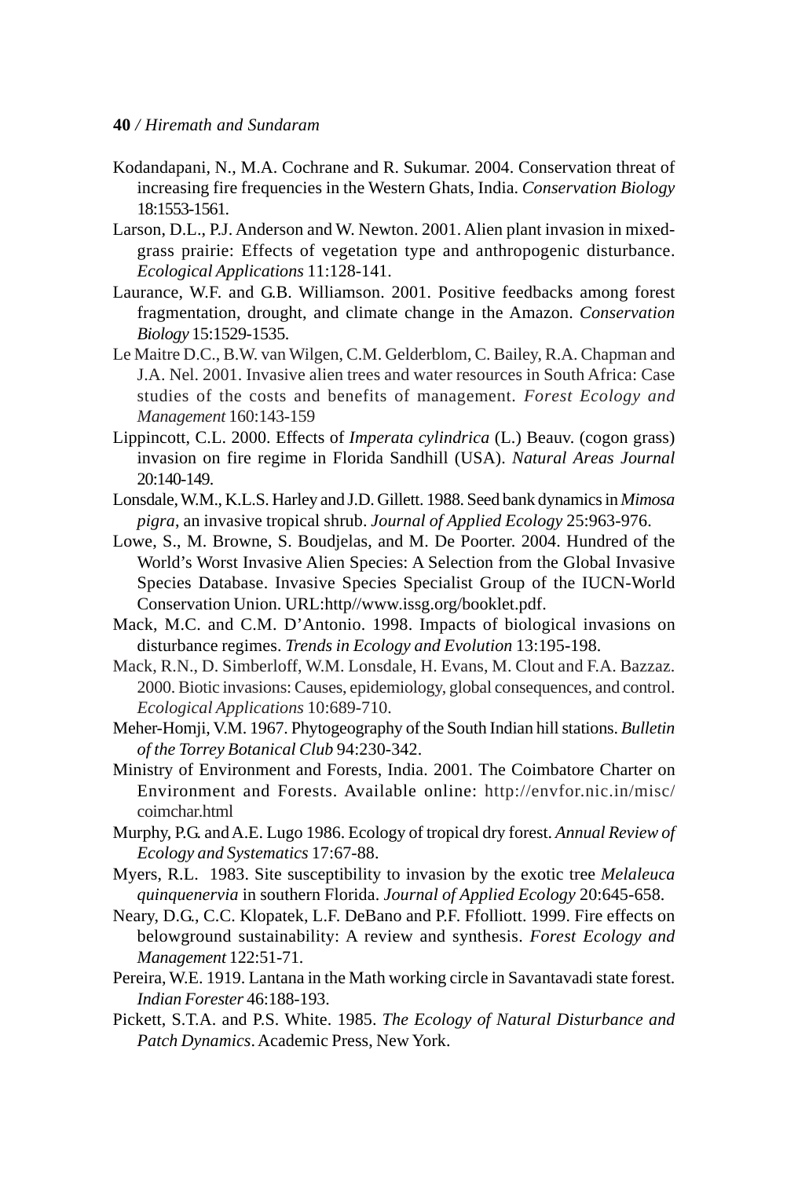Kodandapani, N., M.A. Cochrane and R. Sukumar. 2004. Conservation threat of increasing fire frequencies in the Western Ghats, India. *Conservation Biology* 18:1553-1561.

Larson, D.L., P.J. Anderson and W. Newton. 2001. Alien plant invasion in mixed-grass prairie: Effects of vegetation type and anthropogenic disturbance. *Ecological Applications* 11:128-141.

Laurance, W.F. and G.B. Williamson. 2001. Positive feedbacks among forest fragmentation, drought, and climate change in the Amazon. *Conservation Biology* 15:1529-1535.

Le Maitre D.C., B.W. van Wilgen, C.M. Gelderblom, C. Bailey, R.A. Chapman and J.A. Nel. 2001. Invasive alien trees and water resources in South Africa: Case studies of the costs and benefits of management. *Forest Ecology and Management* 160:143-159

Lippincott, C.L. 2000. Effects of *Imperata cylindrica* (L.) Beauv. (cogon grass) invasion on fire regime in Florida Sandhill (USA). *Natural Areas Journal* 20:140-149.

Lonsdale, W.M., K.L.S. Harley and J.D. Gillett. 1988. Seed bank dynamics in *Mimosa pigra*, an invasive tropical shrub. *Journal of Applied Ecology* 25:963-976.

Lowe, S., M. Browne, S. Boudjelas, and M. De Poorter. 2004. Hundred of the World's Worst Invasive Alien Species: A Selection from the Global Invasive Species Database. Invasive Species Specialist Group of the IUCN-World Conservation Union. URL:http//www.issg.org/booklet.pdf.

Mack, M.C. and C.M. D'Antonio. 1998. Impacts of biological invasions on disturbance regimes. *Trends in Ecology and Evolution* 13:195-198.

Mack, R.N., D. Simberloff, W.M. Lonsdale, H. Evans, M. Clout and F.A. Bazzaz. 2000. Biotic invasions: Causes, epidemiology, global consequences, and control. *Ecological Applications* 10:689-710.

Meher-Homji, V.M. 1967. Phytogeography of the South Indian hill stations. *Bulletin of the Torrey Botanical Club* 94:230-342.

Ministry of Environment and Forests, India. 2001. The Coimbatore Charter on Environment and Forests. Available online: http://envfor.nic.in/misc/coimchar.html

Murphy, P.G. and A.E. Lugo 1986. Ecology of tropical dry forest. *Annual Review of Ecology and Systematics* 17:67-88.

Myers, R.L. 1983. Site susceptibility to invasion by the exotic tree *Melaleuca quinquenervia* in southern Florida. *Journal of Applied Ecology* 20:645-658.

Neary, D.G., C.C. Klopatek, L.F. DeBano and P.F. Ffolliott. 1999. Fire effects on belowground sustainability: A review and synthesis. *Forest Ecology and Management* 122:51-71.

Pereira, W.E. 1919. Lantana in the Math working circle in Savantavadi state forest. *Indian Forester* 46:188-193.

Pickett, S.T.A. and P.S. White. 1985. *The Ecology of Natural Disturbance and Patch Dynamics*. Academic Press, New York.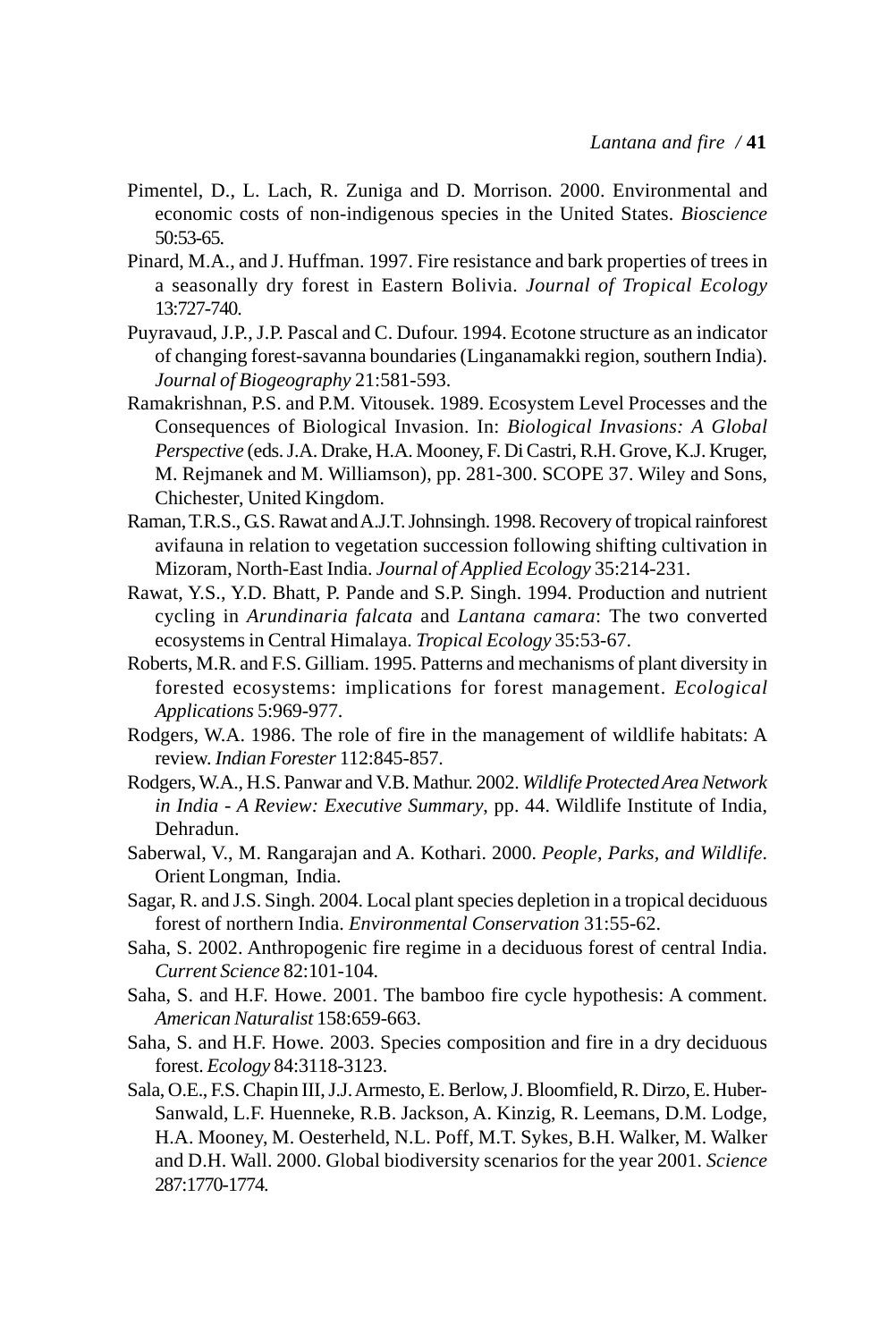Pimentel, D., L. Lach, R. Zuniga and D. Morrison. 2000. Environmental and economic costs of non-indigenous species in the United States. *Bioscience* 50:53-65.

Pinard, M.A., and J. Huffman. 1997. Fire resistance and bark properties of trees in a seasonally dry forest in Eastern Bolivia. *Journal of Tropical Ecology* 13:727-740.

Puyravaud, J.P., J.P. Pascal and C. Dufour. 1994. Ecotone structure as an indicator of changing forest-savanna boundaries (Linganamakki region, southern India). *Journal of Biogeography* 21:581-593.

Ramakrishnan, P.S. and P.M. Vitousek. 1989. Ecosystem Level Processes and the Consequences of Biological Invasion. In: *Biological Invasions: A Global Perspective* (eds. J.A. Drake, H.A. Mooney, F. Di Castri, R.H. Grove, K.J. Kruger, M. Rejmanek and M. Williamson), pp. 281-300. SCOPE 37. Wiley and Sons, Chichester, United Kingdom.

Raman, T.R.S., G.S. Rawat and A.J.T. Johnsingh. 1998. Recovery of tropical rainforest avifauna in relation to vegetation succession following shifting cultivation in Mizoram, North-East India. *Journal of Applied Ecology* 35:214-231.

Rawat, Y.S., Y.D. Bhatt, P. Pande and S.P. Singh. 1994. Production and nutrient cycling in *Arundinaria falcata* and *Lantana camara*: The two converted ecosystems in Central Himalaya. *Tropical Ecology* 35:53-67.

Roberts, M.R. and F.S. Gilliam. 1995. Patterns and mechanisms of plant diversity in forested ecosystems: implications for forest management. *Ecological Applications* 5:969-977.

Rodgers, W.A. 1986. The role of fire in the management of wildlife habitats: A review. *Indian Forester* 112:845-857.

Rodgers, W.A., H.S. Panwar and V.B. Mathur. 2002. *Wildlife Protected Area Network in India - A Review: Executive Summary*, pp. 44. Wildlife Institute of India, Dehradun.

Saberwal, V., M. Rangarajan and A. Kothari. 2000. *People, Parks, and Wildlife*. Orient Longman, India.

Sagar, R. and J.S. Singh. 2004. Local plant species depletion in a tropical deciduous forest of northern India. *Environmental Conservation* 31:55-62.

Saha, S. 2002. Anthropogenic fire regime in a deciduous forest of central India. *Current Science* 82:101-104.

Saha, S. and H.F. Howe. 2001. The bamboo fire cycle hypothesis: A comment. *American Naturalist* 158:659-663.

Saha, S. and H.F. Howe. 2003. Species composition and fire in a dry deciduous forest. *Ecology* 84:3118-3123.

Sala, O.E., F.S. Chapin III, J.J. Armesto, E. Berlow, J. Bloomfield, R. Dirzo, E. Huber-Sanwald, L.F. Huenneke, R.B. Jackson, A. Kinzig, R. Leemans, D.M. Lodge, H.A. Mooney, M. Oesterheld, N.L. Poff, M.T. Sykes, B.H. Walker, M. Walker and D.H. Wall. 2000. Global biodiversity scenarios for the year 2001. *Science* 287:1770-1774.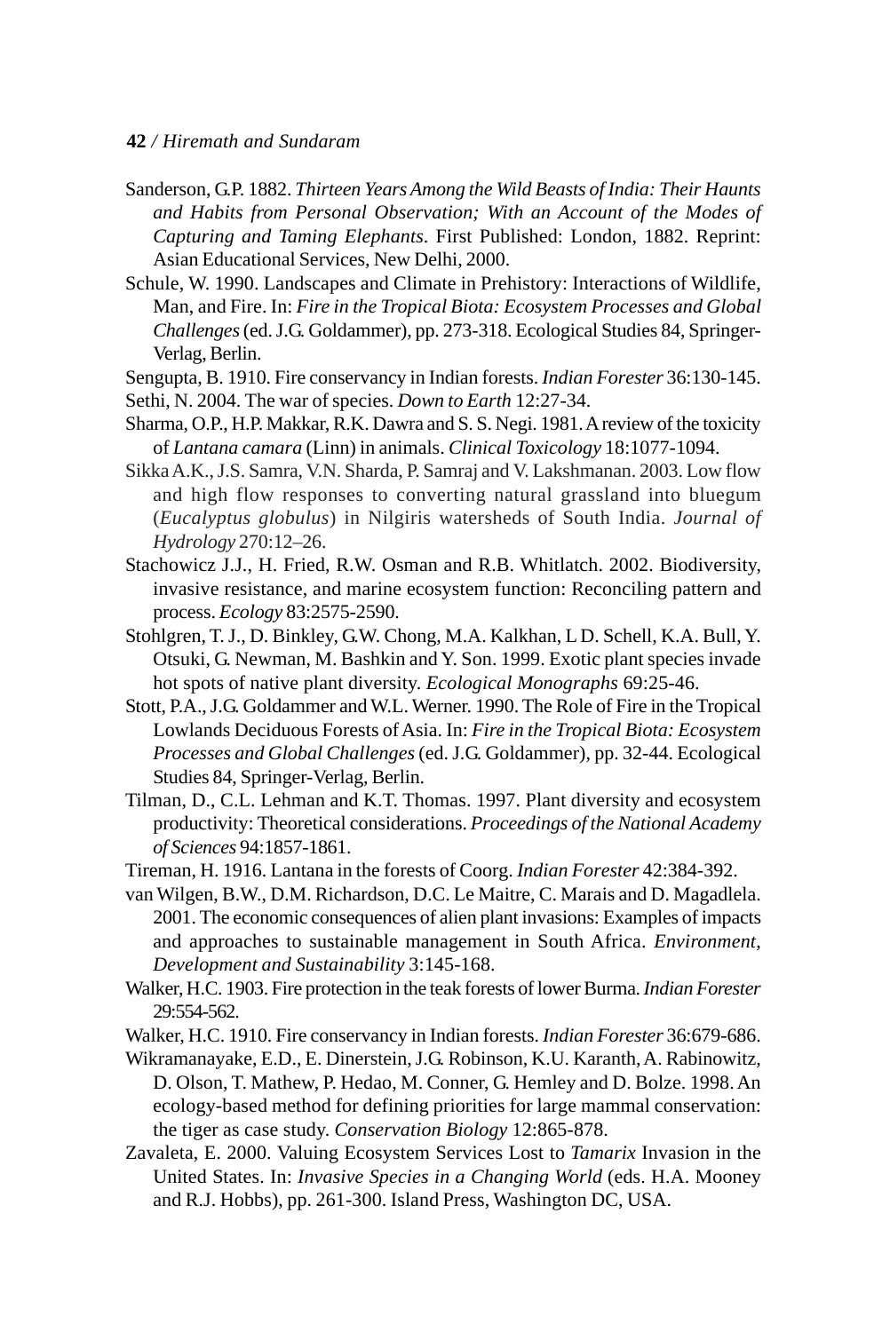Sanderson, G.P. 1882. *Thirteen Years Among the Wild Beasts of India: Their Haunts and Habits from Personal Observation; With an Account of the Modes of Capturing and Taming Elephants*. First Published: London, 1882. Reprint: Asian Educational Services, New Delhi, 2000.

Schule, W. 1990. Landscapes and Climate in Prehistory: Interactions of Wildlife, Man, and Fire. In: *Fire in the Tropical Biota: Ecosystem Processes and Global Challenges* (ed. J.G. Goldammer), pp. 273-318. Ecological Studies 84, Springer-Verlag, Berlin.

Sengupta, B. 1910. Fire conservancy in Indian forests. *Indian Forester* 36:130-145.

Sethi, N. 2004. The war of species. *Down to Earth* 12:27-34.

Sharma, O.P., H.P. Makkar, R.K. Dawra and S. S. Negi. 1981. A review of the toxicity of *Lantana camara* (Linn) in animals. *Clinical Toxicology* 18:1077-1094.

Sikka A.K., J.S. Samra, V.N. Sharda, P. Samraj and V. Lakshmanan. 2003. Low flow and high flow responses to converting natural grassland into bluegum (*Eucalyptus globulus*) in Nilgiris watersheds of South India. *Journal of Hydrology* 270:12–26.

Stachowicz J.J., H. Fried, R.W. Osman and R.B. Whitlatch. 2002. Biodiversity, invasive resistance, and marine ecosystem function: Reconciling pattern and process. *Ecology* 83:2575-2590.

Stohlgren, T. J., D. Binkley, G.W. Chong, M.A. Kalkhan, L D. Schell, K.A. Bull, Y. Otsuki, G. Newman, M. Bashkin and Y. Son. 1999. Exotic plant species invade hot spots of native plant diversity. *Ecological Monographs* 69:25-46.

Stott, P.A., J.G. Goldammer and W.L. Werner. 1990. The Role of Fire in the Tropical Lowlands Deciduous Forests of Asia. In: *Fire in the Tropical Biota: Ecosystem Processes and Global Challenges* (ed. J.G. Goldammer), pp. 32-44. Ecological Studies 84, Springer-Verlag, Berlin.

Tilman, D., C.L. Lehman and K.T. Thomas. 1997. Plant diversity and ecosystem productivity: Theoretical considerations. *Proceedings of the National Academy of Sciences* 94:1857-1861.

Tireman, H. 1916. Lantana in the forests of Coorg. *Indian Forester* 42:384-392.

van Wilgen, B.W., D.M. Richardson, D.C. Le Maitre, C. Marais and D. Magadlela. 2001. The economic consequences of alien plant invasions: Examples of impacts and approaches to sustainable management in South Africa. *Environment, Development and Sustainability* 3:145-168.

Walker, H.C. 1903. Fire protection in the teak forests of lower Burma. *Indian Forester* 29:554-562.

Walker, H.C. 1910. Fire conservancy in Indian forests. *Indian Forester* 36:679-686.

Wikramanayake, E.D., E. Dinerstein, J.G. Robinson, K.U. Karanth, A. Rabinowitz, D. Olson, T. Mathew, P. Hedao, M. Conner, G. Hemley and D. Bolze. 1998. An ecology-based method for defining priorities for large mammal conservation: the tiger as case study. *Conservation Biology* 12:865-878.

Zavaleta, E. 2000. Valuing Ecosystem Services Lost to *Tamarix* Invasion in the United States. In: *Invasive Species in a Changing World* (eds. H.A. Mooney and R.J. Hobbs), pp. 261-300. Island Press, Washington DC, USA.